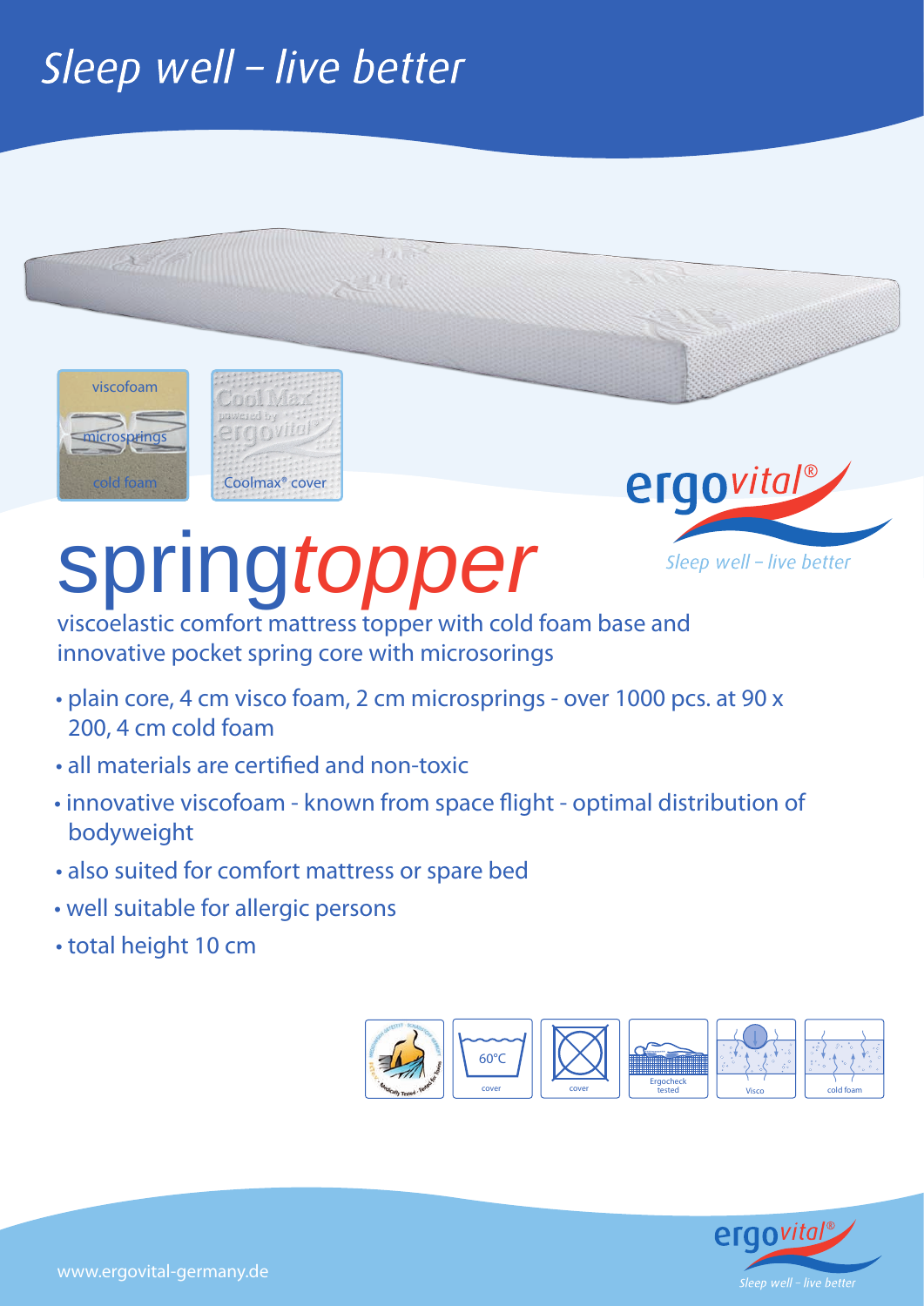# Sleep well – live better

viscofoam

microsprings

cold foam

Coolmax® cover

ergovital®

*Sleep well – live better*

# spring*topper*

viscoelastic comfort mattress topper with cold foam base and innovative pocket spring core with microsorings

- plain core, 4 cm visco foam, 2 cm microsprings - over 1000 pcs. at 90 x 200, 4 cm cold foam
- all materials are certified and non-toxic
- innovative viscofoam - known from space flight - optimal distribution of bodyweight
- also suited for comfort mattress or spare bed
- well suitable for allergic persons
- total height 10 cm

60°C cover · cover · Ergocheck tested · Visco · cold foam

www.ergovital-germany.de

ergovital® *Sleep well – live better*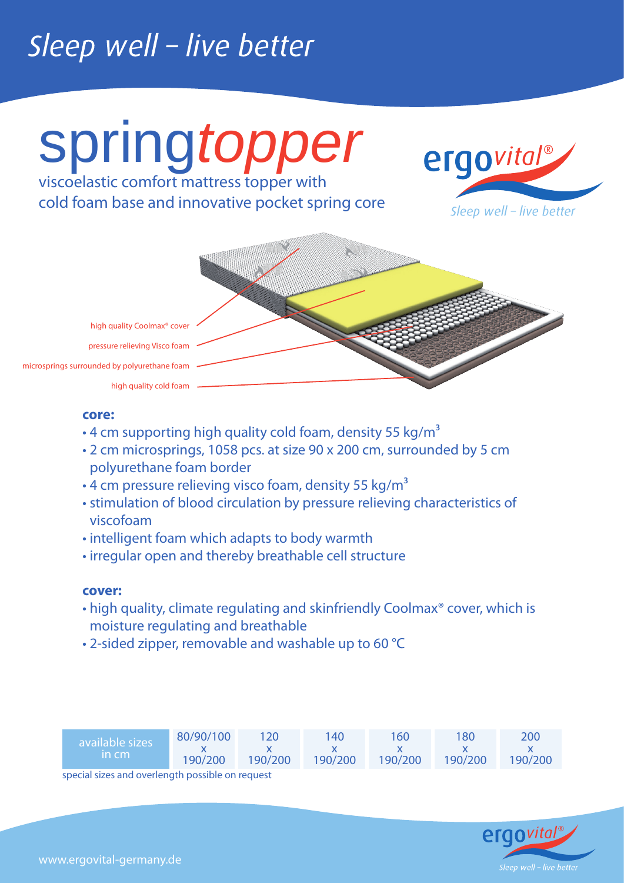# Sleep well – live better

# spring*topper*

viscoelastic comfort mattress topper with
cold foam base and innovative pocket spring core

ergo*vital*®
*Sleep well – live better*

high quality Coolmax® cover

pressure relieving Visco foam

microsprings surrounded by polyurethane foam

high quality cold foam

**core:**

- 4 cm supporting high quality cold foam, density 55 kg/m$^3$
- 2 cm microsprings, 1058 pcs. at size 90 x 200 cm, surrounded by 5 cm polyurethane foam border
- 4 cm pressure relieving visco foam, density 55 kg/m$^3$
- stimulation of blood circulation by pressure relieving characteristics of viscofoam
- intelligent foam which adapts to body warmth
- irregular open and thereby breathable cell structure

**cover:**

- high quality, climate regulating and skinfriendly Coolmax® cover, which is moisture regulating and breathable
- 2-sided zipper, removable and washable up to 60 °C

| available sizes in cm | 80/90/100 x 190/200 | 120 x 190/200 | 140 x 190/200 | 160 x 190/200 | 180 x 190/200 | 200 x 190/200 |
|---|---|---|---|---|---|---|

special sizes and overlength possible on request

www.ergovital-germany.de